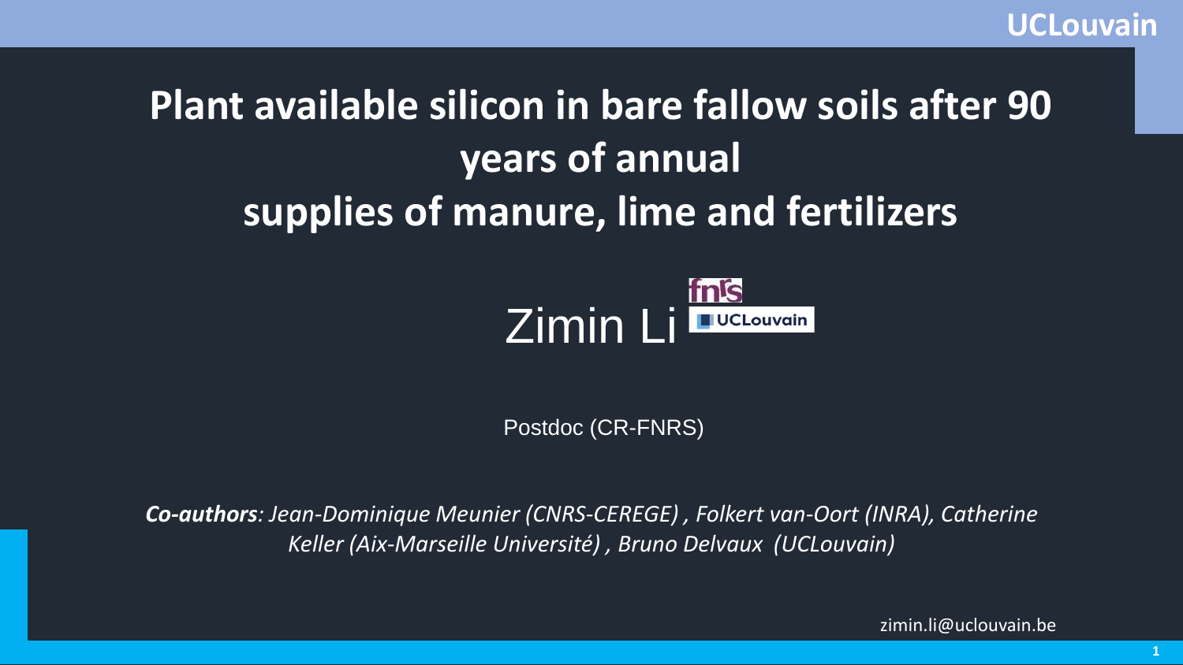# Plant available silicon in bare fallow soils after 90 years of annual supplies of manure, lime and fertilizers

Zimin Li

Postdoc (CR-FNRS)

***Co-authors**: Jean-Dominique Meunier (CNRS-CEREGE) , Folkert van-Oort (INRA), Catherine Keller (Aix-Marseille Université) , Bruno Delvaux (UCLouvain)*

zimin.li@uclouvain.be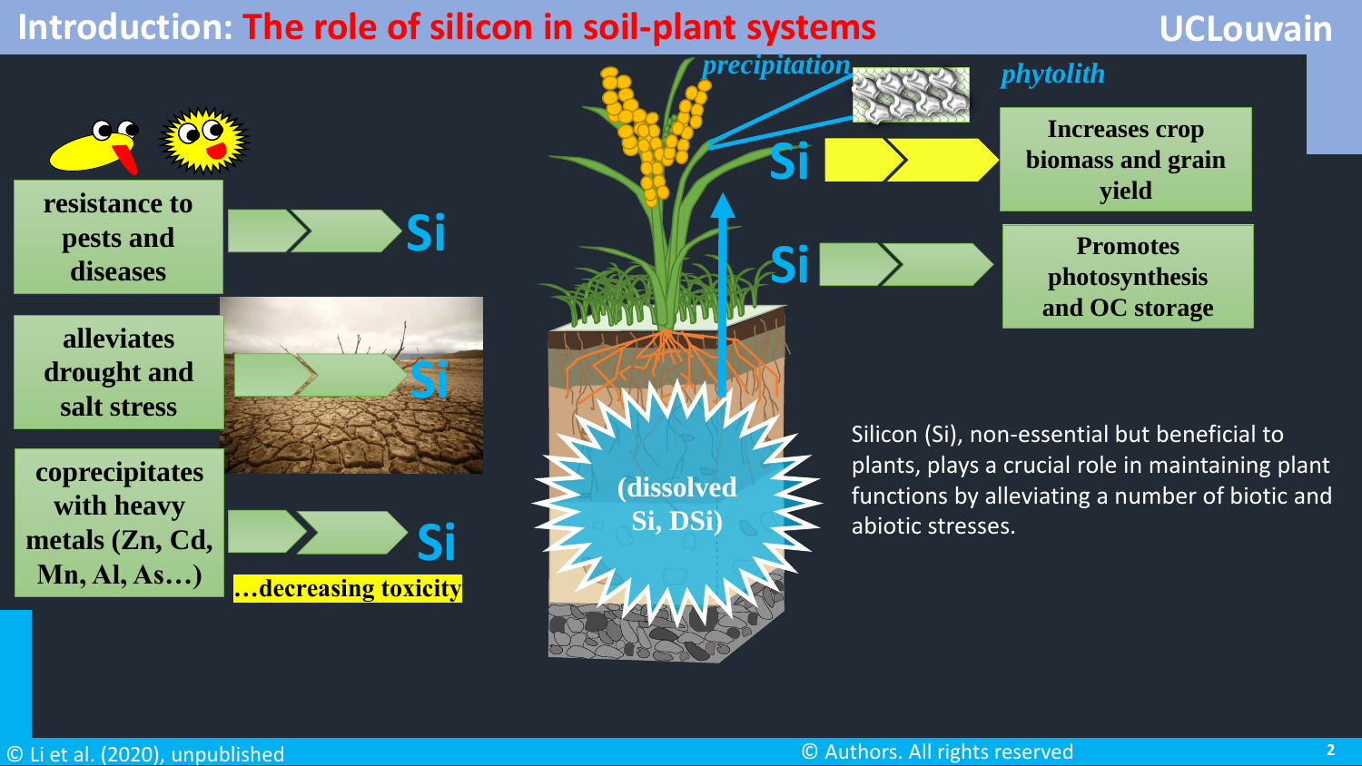# Introduction: The role of silicon in soil-plant systems

resistance to pests and diseases → Si

alleviates drought and salt stress → Si

coprecipitates with heavy metals (Zn, Cd, Mn, Al, As…) → Si …decreasing toxicity

*precipitation*

*phytolith*

Si → Increases crop biomass and grain yield

Si → Promotes photosynthesis and OC storage

(dissolved Si, DSi)

Silicon (Si), non-essential but beneficial to plants, plays a crucial role in maintaining plant functions by alleviating a number of biotic and abiotic stresses.

© Li et al. (2020), unpublished

© Authors. All rights reserved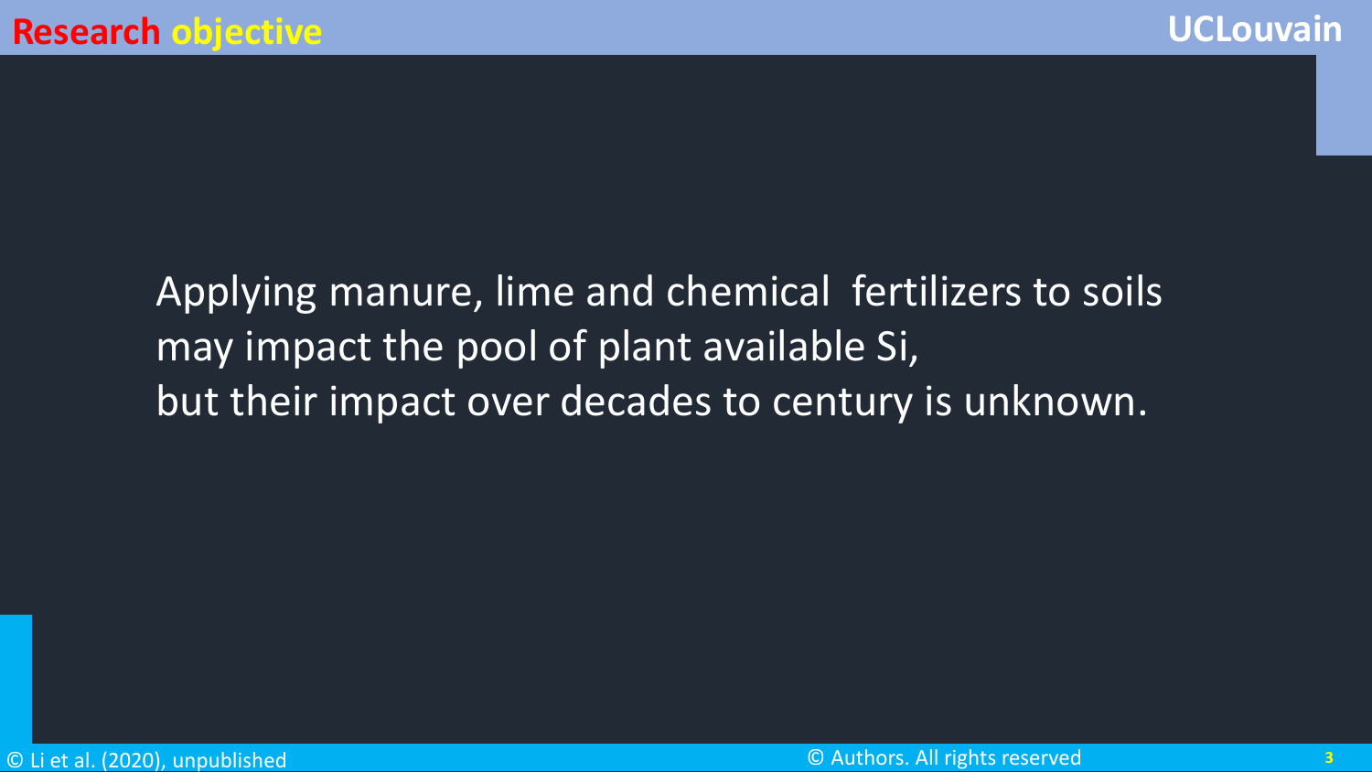# Research objective

Applying manure, lime and chemical fertilizers to soils may impact the pool of plant available Si, but their impact over decades to century is unknown.

© Li et al. (2020), unpublished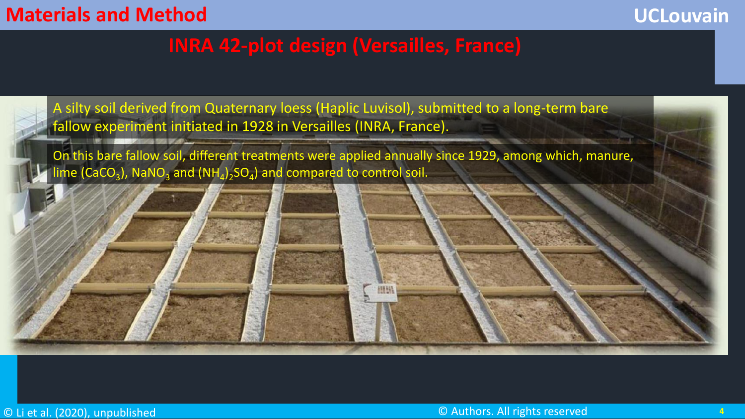# Materials and Method

## INRA 42-plot design (Versailles, France)

A silty soil derived from Quaternary loess (Haplic Luvisol), submitted to a long-term bare fallow experiment initiated in 1928 in Versailles (INRA, France).

On this bare fallow soil, different treatments were applied annually since 1929, among which, manure, lime ($CaCO_3$), $NaNO_3$ and $(NH_4)_2SO_4$) and compared to control soil.

© Li et al. (2020), unpublished

© Authors. All rights reserved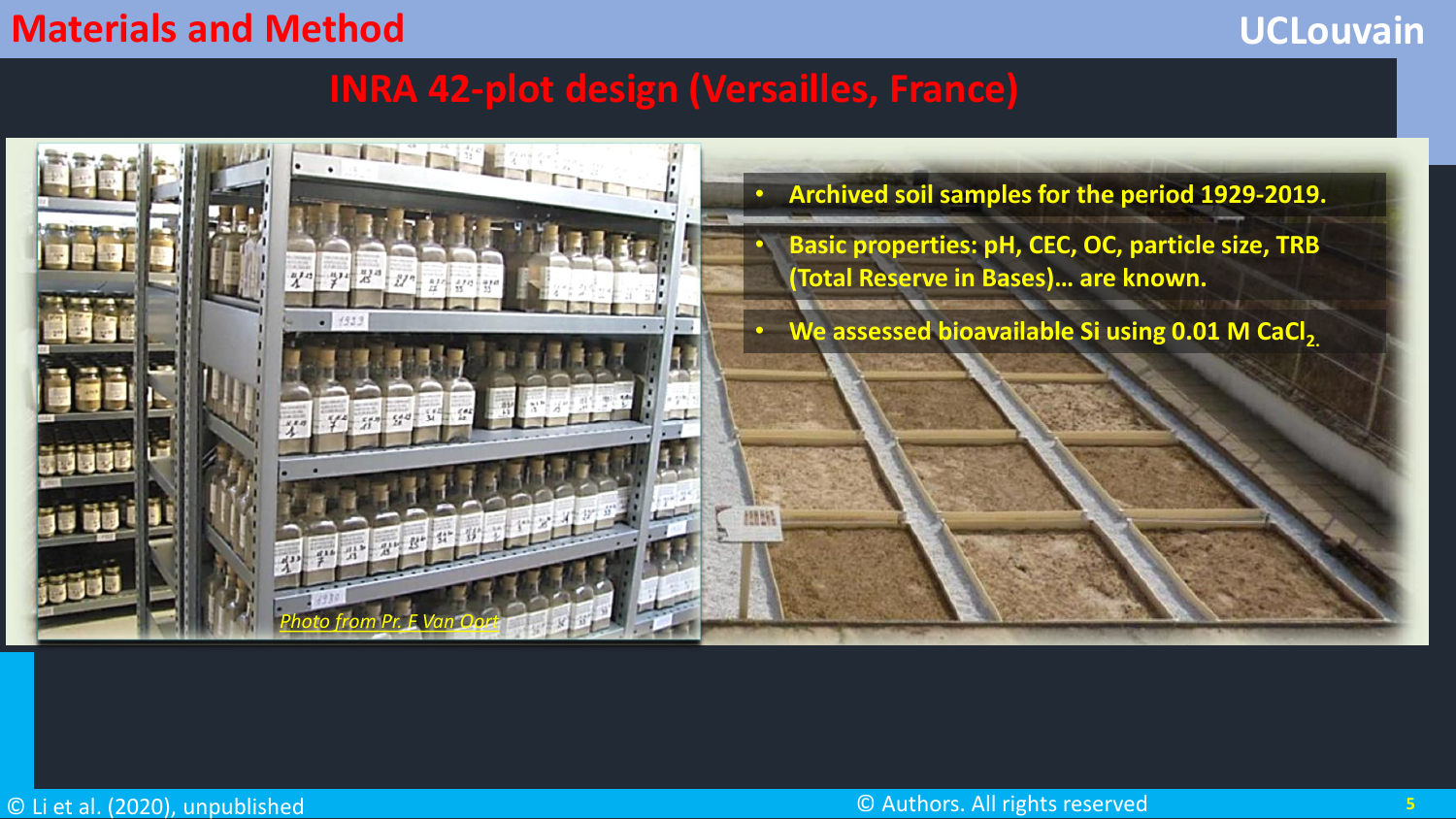# Materials and Method

## INRA 42-plot design (Versailles, France)

- **Archived soil samples for the period 1929-2019.**
- **Basic properties: pH, CEC, OC, particle size, TRB (Total Reserve in Bases)… are known.**
- **We assessed bioavailable Si using 0.01 M $CaCl_2$.**

*Photo from Pr. E Van Oort*

© Li et al. (2020), unpublished

© Authors. All rights reserved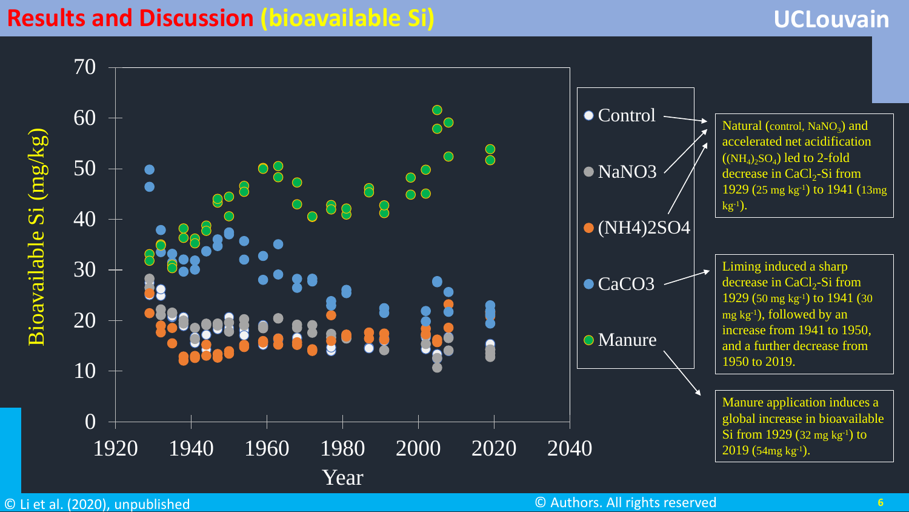# Results and Discussion (bioavailable Si)

Bioavailable Si (mg/kg)

Year

- Control
- NaNO3
- (NH4)2SO4
- CaCO3
- Manure

Natural (control, $NaNO_3$) and accelerated net acidification ($(NH_4)_2SO_4$) led to 2-fold decrease in $CaCl_2$-Si from 1929 (25 mg $kg^{-1}$) to 1941 (13mg $kg^{-1}$).

Liming induced a sharp decrease in $CaCl_2$-Si from 1929 (50 mg $kg^{-1}$) to 1941 (30 mg $kg^{-1}$), followed by an increase from 1941 to 1950, and a further decrease from 1950 to 2019.

Manure application induces a global increase in bioavailable Si from 1929 (32 mg $kg^{-1}$) to 2019 (54mg $kg^{-1}$).

© Li et al. (2020), unpublished

© Authors. All rights reserved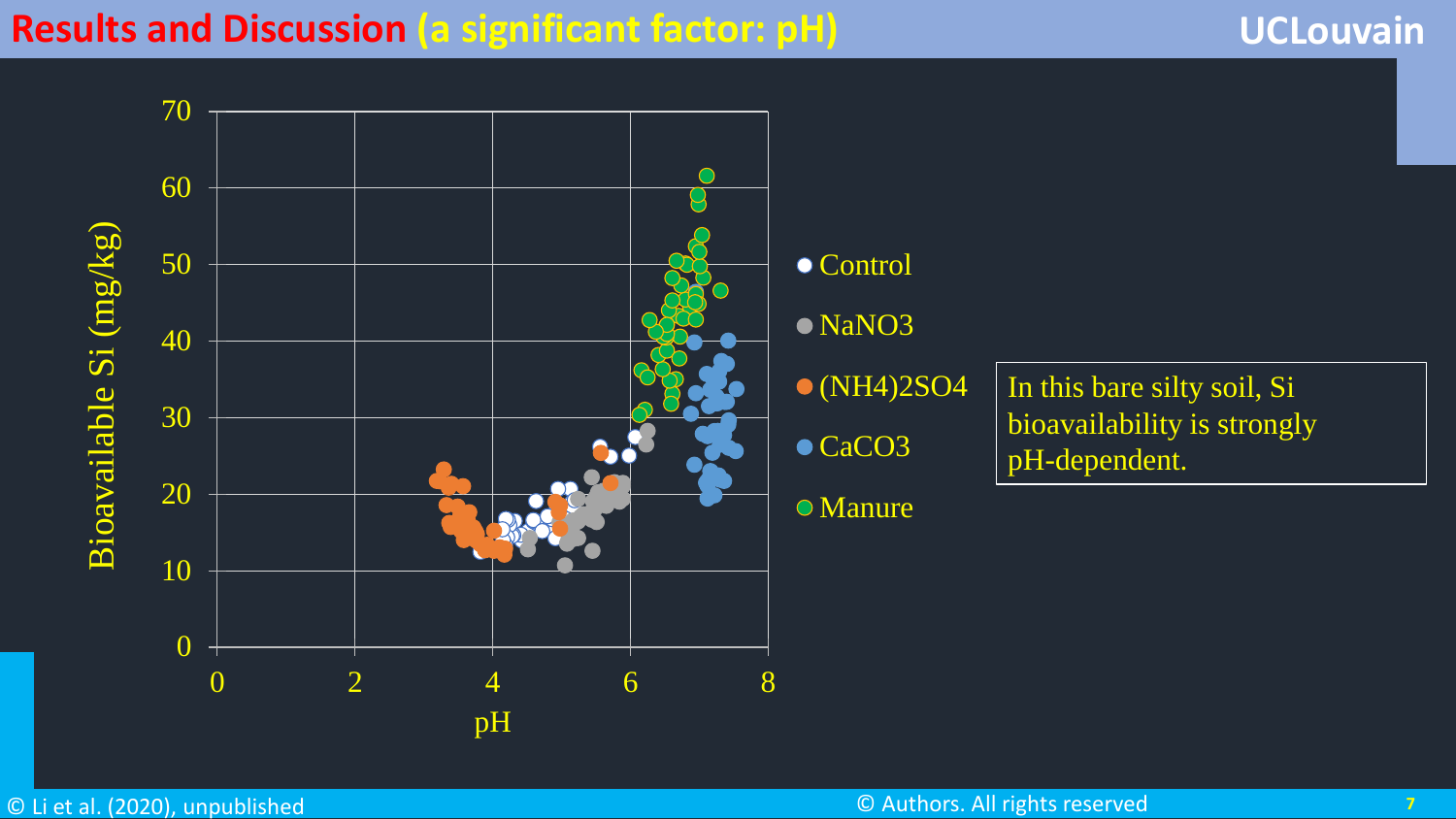# Results and Discussion (a significant factor: pH)

Bioavailable Si (mg/kg)

70
60
50
40
30
20
10
0

0 2 4 6 8

pH

- Control
- $NaNO_3$
- $(NH_4)_2SO_4$
- $CaCO_3$
- Manure

In this bare silty soil, Si bioavailability is strongly pH-dependent.

© Li et al. (2020), unpublished

© Authors. All rights reserved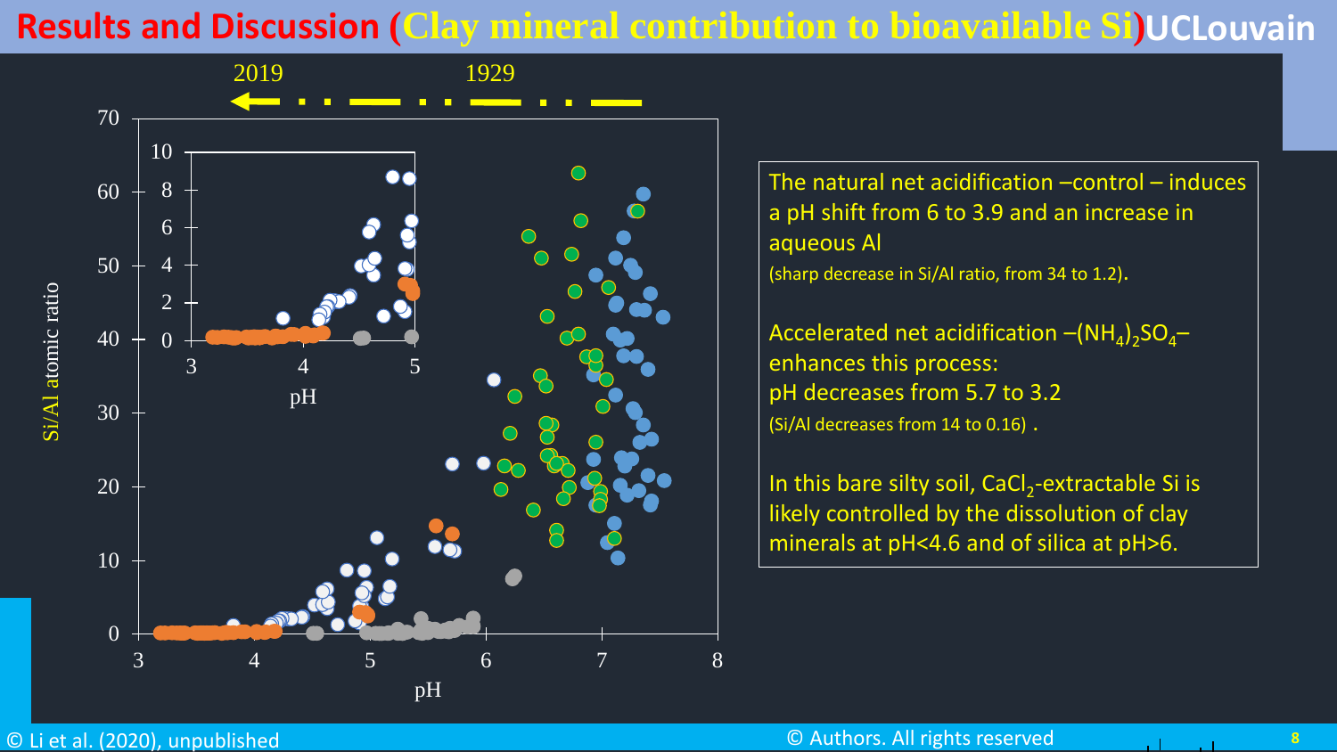# Results and Discussion (Clay mineral contribution to bioavailable Si)

The natural net acidification –control – induces a pH shift from 6 to 3.9 and an increase in aqueous Al
(sharp decrease in Si/Al ratio, from 34 to 1.2).

Accelerated net acidification –$(NH_4)_2SO_4$– enhances this process:
pH decreases from 5.7 to 3.2
(Si/Al decreases from 14 to 0.16) .

In this bare silty soil, $CaCl_2$-extractable Si is likely controlled by the dissolution of clay minerals at pH<4.6 and of silica at pH>6.

© Li et al. (2020), unpublished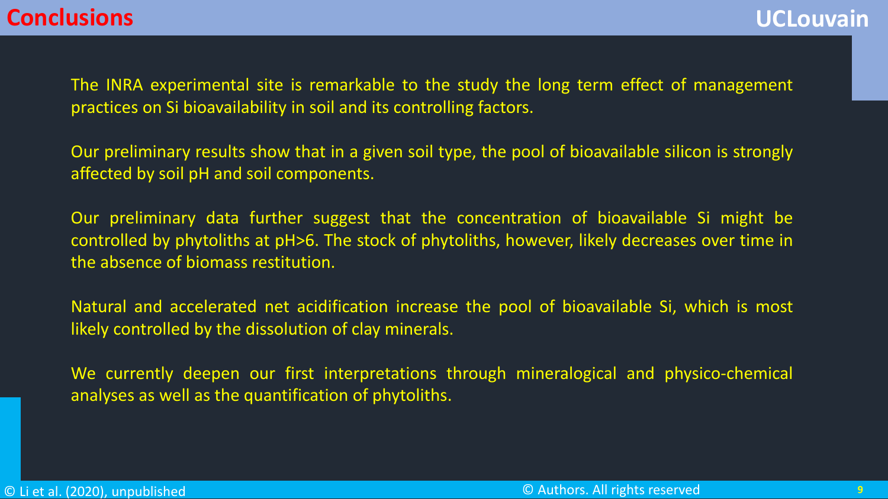# Conclusions

The INRA experimental site is remarkable to the study the long term effect of management practices on Si bioavailability in soil and its controlling factors.

Our preliminary results show that in a given soil type, the pool of bioavailable silicon is strongly affected by soil pH and soil components.

Our preliminary data further suggest that the concentration of bioavailable Si might be controlled by phytoliths at pH>6. The stock of phytoliths, however, likely decreases over time in the absence of biomass restitution.

Natural and accelerated net acidification increase the pool of bioavailable Si, which is most likely controlled by the dissolution of clay minerals.

We currently deepen our first interpretations through mineralogical and physico-chemical analyses as well as the quantification of phytoliths.

© Li et al. (2020), unpublished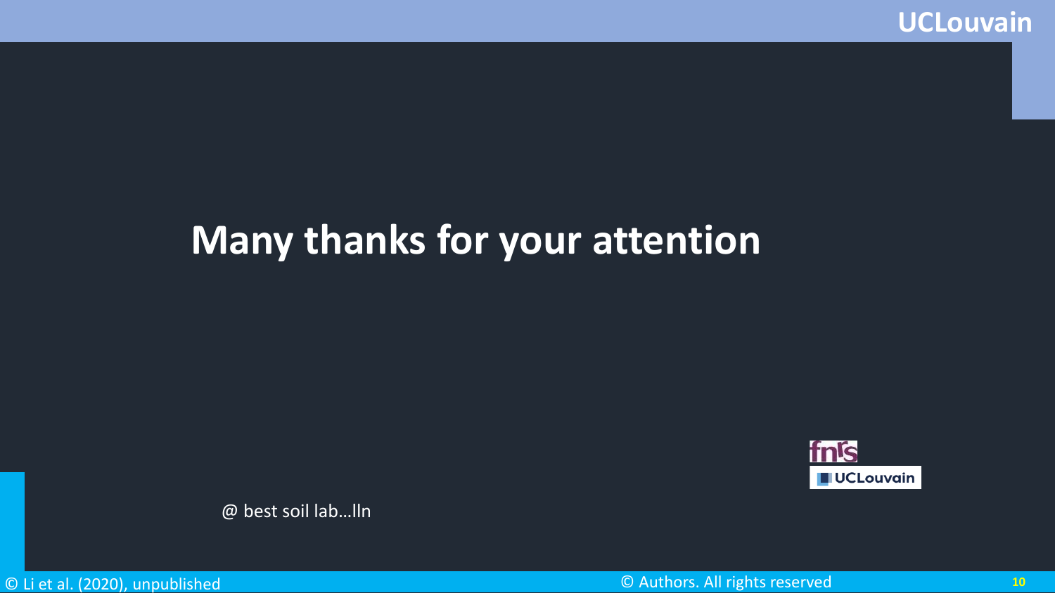# Many thanks for your attention

@ best soil lab…lln

© Li et al. (2020), unpublished

© Authors. All rights reserved